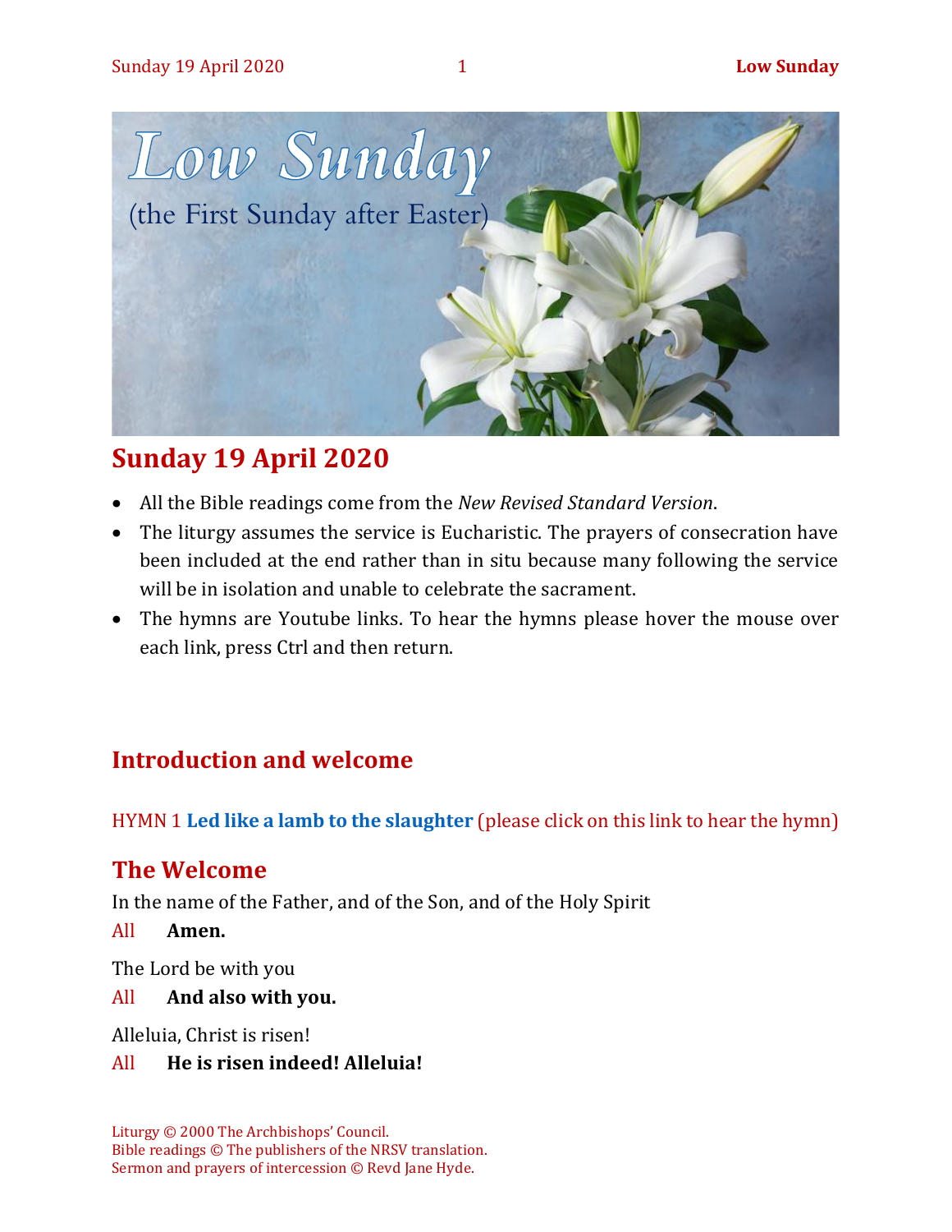# Low Sunday

(the First Sunday after Easter)

## Sunday 19 April 2020

- All the Bible readings come from the *New Revised Standard Version*.
- The liturgy assumes the service is Eucharistic. The prayers of consecration have been included at the end rather than in situ because many following the service will be in isolation and unable to celebrate the sacrament.
- The hymns are Youtube links. To hear the hymns please hover the mouse over each link, press Ctrl and then return.

## Introduction and welcome

HYMN 1 **Led like a lamb to the slaughter** (please click on this link to hear the hymn)

## The Welcome

In the name of the Father, and of the Son, and of the Holy Spirit

All **Amen.**

The Lord be with you

All **And also with you.**

Alleluia, Christ is risen!

All **He is risen indeed! Alleluia!**

Liturgy © 2000 The Archbishops' Council.
Bible readings © The publishers of the NRSV translation.
Sermon and prayers of intercession © Revd Jane Hyde.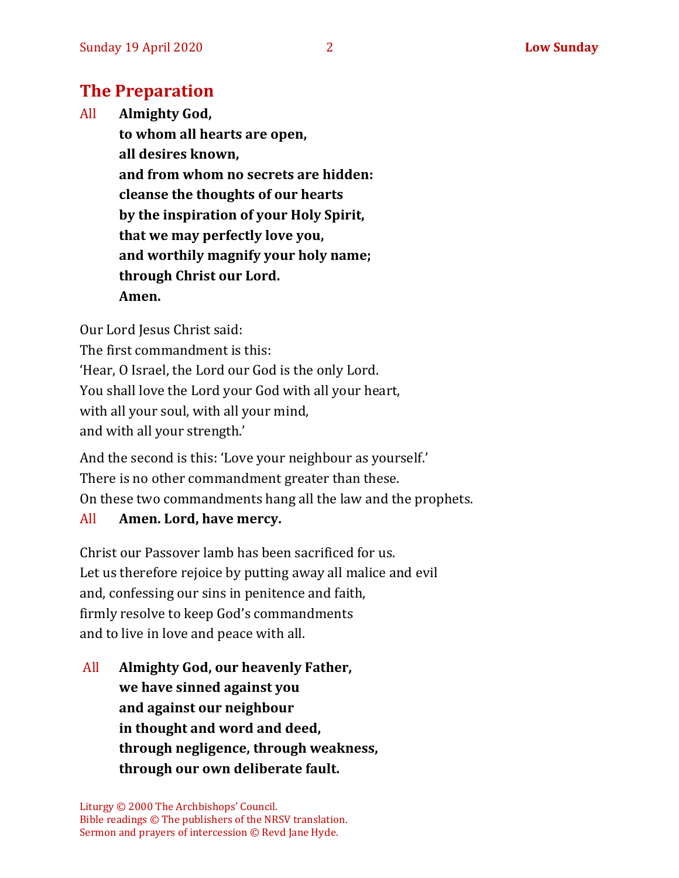## The Preparation

All **Almighty God,**
**to whom all hearts are open,**
**all desires known,**
**and from whom no secrets are hidden:**
**cleanse the thoughts of our hearts**
**by the inspiration of your Holy Spirit,**
**that we may perfectly love you,**
**and worthily magnify your holy name;**
**through Christ our Lord.**
**Amen.**

Our Lord Jesus Christ said:
The first commandment is this:
'Hear, O Israel, the Lord our God is the only Lord.
You shall love the Lord your God with all your heart,
with all your soul, with all your mind,
and with all your strength.'

And the second is this: 'Love your neighbour as yourself.'
There is no other commandment greater than these.
On these two commandments hang all the law and the prophets.

All **Amen. Lord, have mercy.**

Christ our Passover lamb has been sacrificed for us.
Let us therefore rejoice by putting away all malice and evil
and, confessing our sins in penitence and faith,
firmly resolve to keep God's commandments
and to live in love and peace with all.

All **Almighty God, our heavenly Father,**
**we have sinned against you**
**and against our neighbour**
**in thought and word and deed,**
**through negligence, through weakness,**
**through our own deliberate fault.**

Liturgy © 2000 The Archbishops' Council.
Bible readings © The publishers of the NRSV translation.
Sermon and prayers of intercession © Revd Jane Hyde.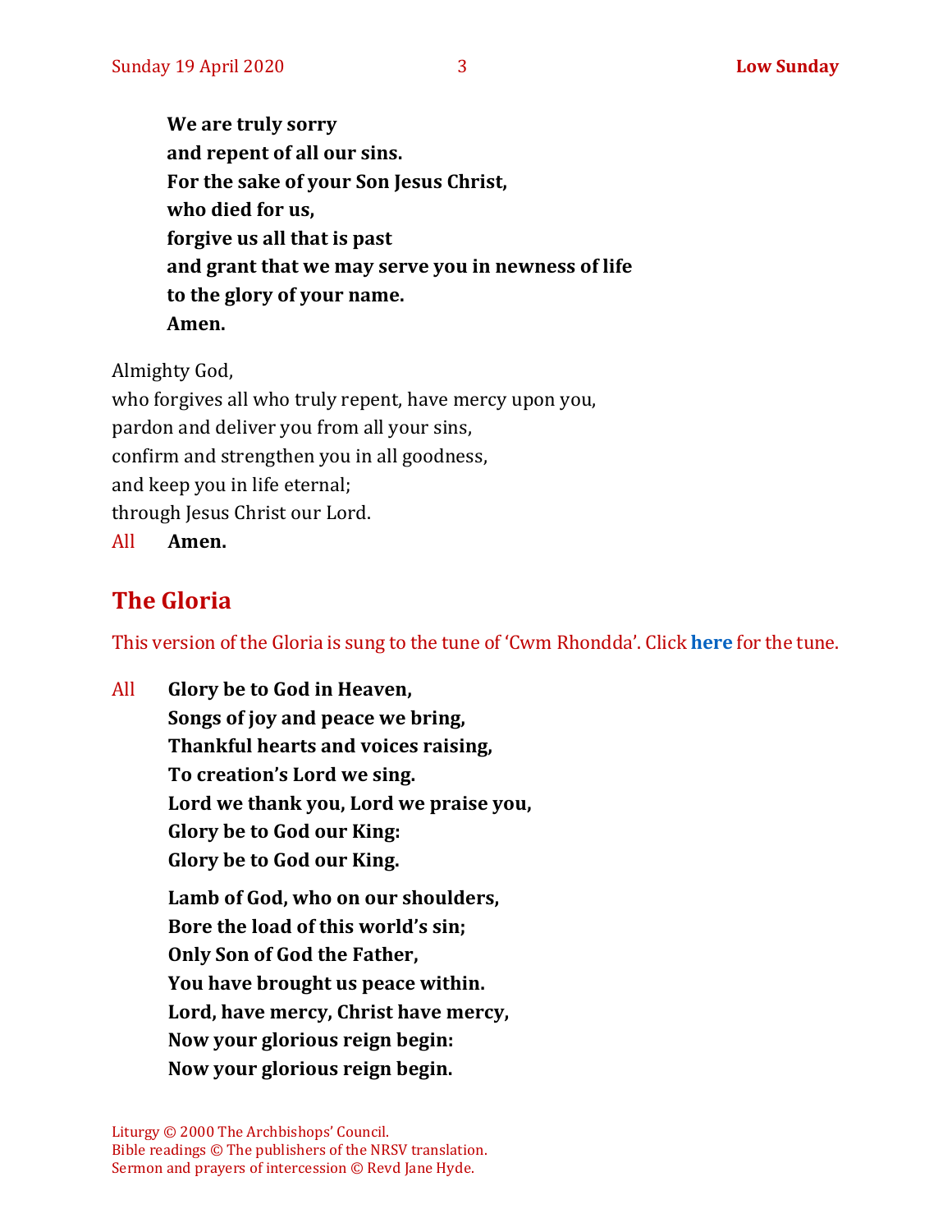**We are truly sorry**
**and repent of all our sins.**
**For the sake of your Son Jesus Christ,**
**who died for us,**
**forgive us all that is past**
**and grant that we may serve you in newness of life**
**to the glory of your name.**
**Amen.**

Almighty God,
who forgives all who truly repent, have mercy upon you,
pardon and deliver you from all your sins,
confirm and strengthen you in all goodness,
and keep you in life eternal;
through Jesus Christ our Lord.
All **Amen.**

## The Gloria

This version of the Gloria is sung to the tune of 'Cwm Rhondda'. Click **here** for the tune.

All **Glory be to God in Heaven,**
**Songs of joy and peace we bring,**
**Thankful hearts and voices raising,**
**To creation's Lord we sing.**
**Lord we thank you, Lord we praise you,**
**Glory be to God our King:**
**Glory be to God our King.**

**Lamb of God, who on our shoulders,**
**Bore the load of this world's sin;**
**Only Son of God the Father,**
**You have brought us peace within.**
**Lord, have mercy, Christ have mercy,**
**Now your glorious reign begin:**
**Now your glorious reign begin.**

Liturgy © 2000 The Archbishops' Council.
Bible readings © The publishers of the NRSV translation.
Sermon and prayers of intercession © Revd Jane Hyde.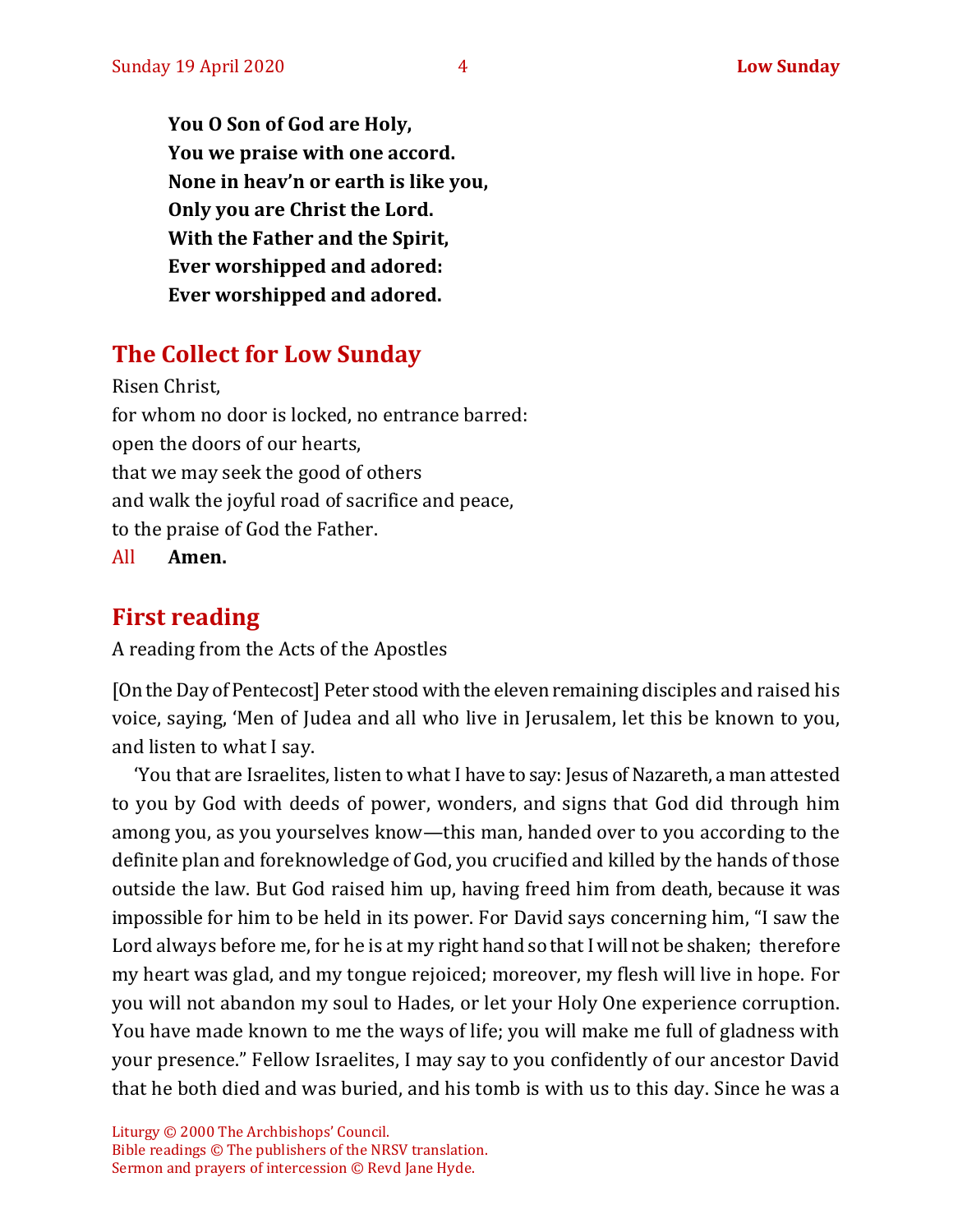**You O Son of God are Holy,**
**You we praise with one accord.**
**None in heav'n or earth is like you,**
**Only you are Christ the Lord.**
**With the Father and the Spirit,**
**Ever worshipped and adored:**
**Ever worshipped and adored.**

## The Collect for Low Sunday

Risen Christ,
for whom no door is locked, no entrance barred:
open the doors of our hearts,
that we may seek the good of others
and walk the joyful road of sacrifice and peace,
to the praise of God the Father.
All **Amen.**

## First reading

A reading from the Acts of the Apostles

[On the Day of Pentecost] Peter stood with the eleven remaining disciples and raised his voice, saying, 'Men of Judea and all who live in Jerusalem, let this be known to you, and listen to what I say.

'You that are Israelites, listen to what I have to say: Jesus of Nazareth, a man attested to you by God with deeds of power, wonders, and signs that God did through him among you, as you yourselves know—this man, handed over to you according to the definite plan and foreknowledge of God, you crucified and killed by the hands of those outside the law. But God raised him up, having freed him from death, because it was impossible for him to be held in its power. For David says concerning him, "I saw the Lord always before me, for he is at my right hand so that I will not be shaken; therefore my heart was glad, and my tongue rejoiced; moreover, my flesh will live in hope. For you will not abandon my soul to Hades, or let your Holy One experience corruption. You have made known to me the ways of life; you will make me full of gladness with your presence." Fellow Israelites, I may say to you confidently of our ancestor David that he both died and was buried, and his tomb is with us to this day. Since he was a

Liturgy © 2000 The Archbishops' Council.
Bible readings © The publishers of the NRSV translation.
Sermon and prayers of intercession © Revd Jane Hyde.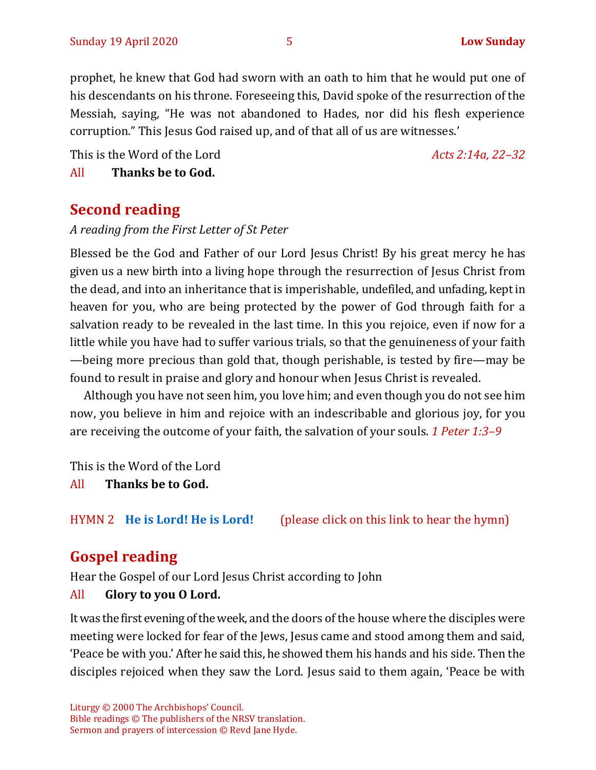prophet, he knew that God had sworn with an oath to him that he would put one of his descendants on his throne. Foreseeing this, David spoke of the resurrection of the Messiah, saying, "He was not abandoned to Hades, nor did his flesh experience corruption." This Jesus God raised up, and of that all of us are witnesses.'

This is the Word of the Lord *Acts 2:14a, 22–32*

All **Thanks be to God.**

## Second reading

*A reading from the First Letter of St Peter*

Blessed be the God and Father of our Lord Jesus Christ! By his great mercy he has given us a new birth into a living hope through the resurrection of Jesus Christ from the dead, and into an inheritance that is imperishable, undefiled, and unfading, kept in heaven for you, who are being protected by the power of God through faith for a salvation ready to be revealed in the last time. In this you rejoice, even if now for a little while you have had to suffer various trials, so that the genuineness of your faith—being more precious than gold that, though perishable, is tested by fire—may be found to result in praise and glory and honour when Jesus Christ is revealed.

Although you have not seen him, you love him; and even though you do not see him now, you believe in him and rejoice with an indescribable and glorious joy, for you are receiving the outcome of your faith, the salvation of your souls. *1 Peter 1:3–9*

This is the Word of the Lord

All **Thanks be to God.**

HYMN 2 **He is Lord! He is Lord!** (please click on this link to hear the hymn)

## Gospel reading

Hear the Gospel of our Lord Jesus Christ according to John

All **Glory to you O Lord.**

It was the first evening of the week, and the doors of the house where the disciples were meeting were locked for fear of the Jews, Jesus came and stood among them and said, 'Peace be with you.' After he said this, he showed them his hands and his side. Then the disciples rejoiced when they saw the Lord. Jesus said to them again, 'Peace be with

Liturgy © 2000 The Archbishops' Council.
Bible readings © The publishers of the NRSV translation.
Sermon and prayers of intercession © Revd Jane Hyde.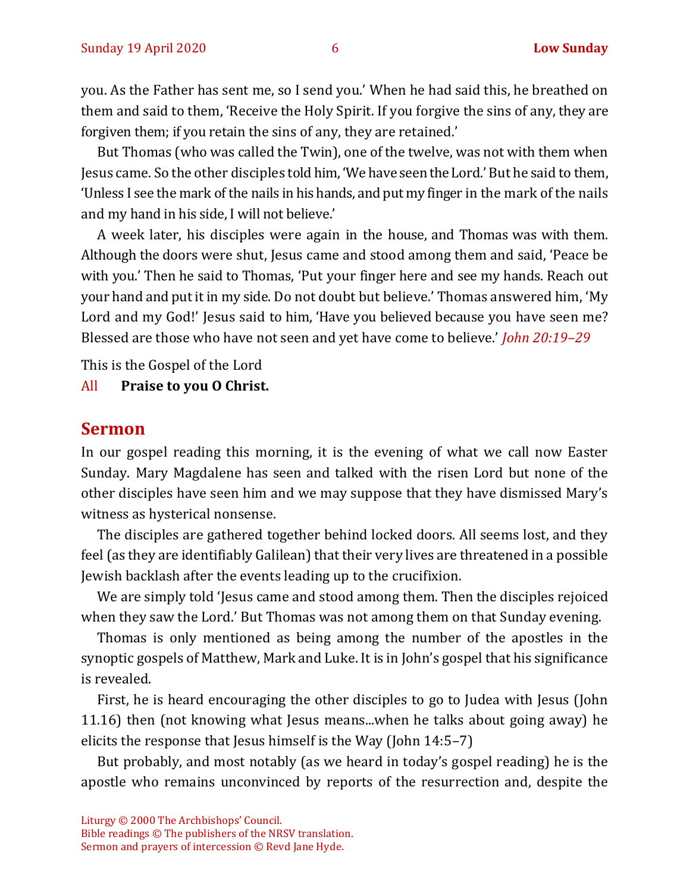you. As the Father has sent me, so I send you.' When he had said this, he breathed on them and said to them, 'Receive the Holy Spirit. If you forgive the sins of any, they are forgiven them; if you retain the sins of any, they are retained.'

But Thomas (who was called the Twin), one of the twelve, was not with them when Jesus came. So the other disciples told him, 'We have seen the Lord.' But he said to them, 'Unless I see the mark of the nails in his hands, and put my finger in the mark of the nails and my hand in his side, I will not believe.'

A week later, his disciples were again in the house, and Thomas was with them. Although the doors were shut, Jesus came and stood among them and said, 'Peace be with you.' Then he said to Thomas, 'Put your finger here and see my hands. Reach out your hand and put it in my side. Do not doubt but believe.' Thomas answered him, 'My Lord and my God!' Jesus said to him, 'Have you believed because you have seen me? Blessed are those who have not seen and yet have come to believe.' *John 20:19–29*

This is the Gospel of the Lord

All **Praise to you O Christ.**

## Sermon

In our gospel reading this morning, it is the evening of what we call now Easter Sunday. Mary Magdalene has seen and talked with the risen Lord but none of the other disciples have seen him and we may suppose that they have dismissed Mary's witness as hysterical nonsense.

The disciples are gathered together behind locked doors. All seems lost, and they feel (as they are identifiably Galilean) that their very lives are threatened in a possible Jewish backlash after the events leading up to the crucifixion.

We are simply told 'Jesus came and stood among them. Then the disciples rejoiced when they saw the Lord.' But Thomas was not among them on that Sunday evening.

Thomas is only mentioned as being among the number of the apostles in the synoptic gospels of Matthew, Mark and Luke. It is in John's gospel that his significance is revealed.

First, he is heard encouraging the other disciples to go to Judea with Jesus (John 11.16) then (not knowing what Jesus means...when he talks about going away) he elicits the response that Jesus himself is the Way (John 14:5–7)

But probably, and most notably (as we heard in today's gospel reading) he is the apostle who remains unconvinced by reports of the resurrection and, despite the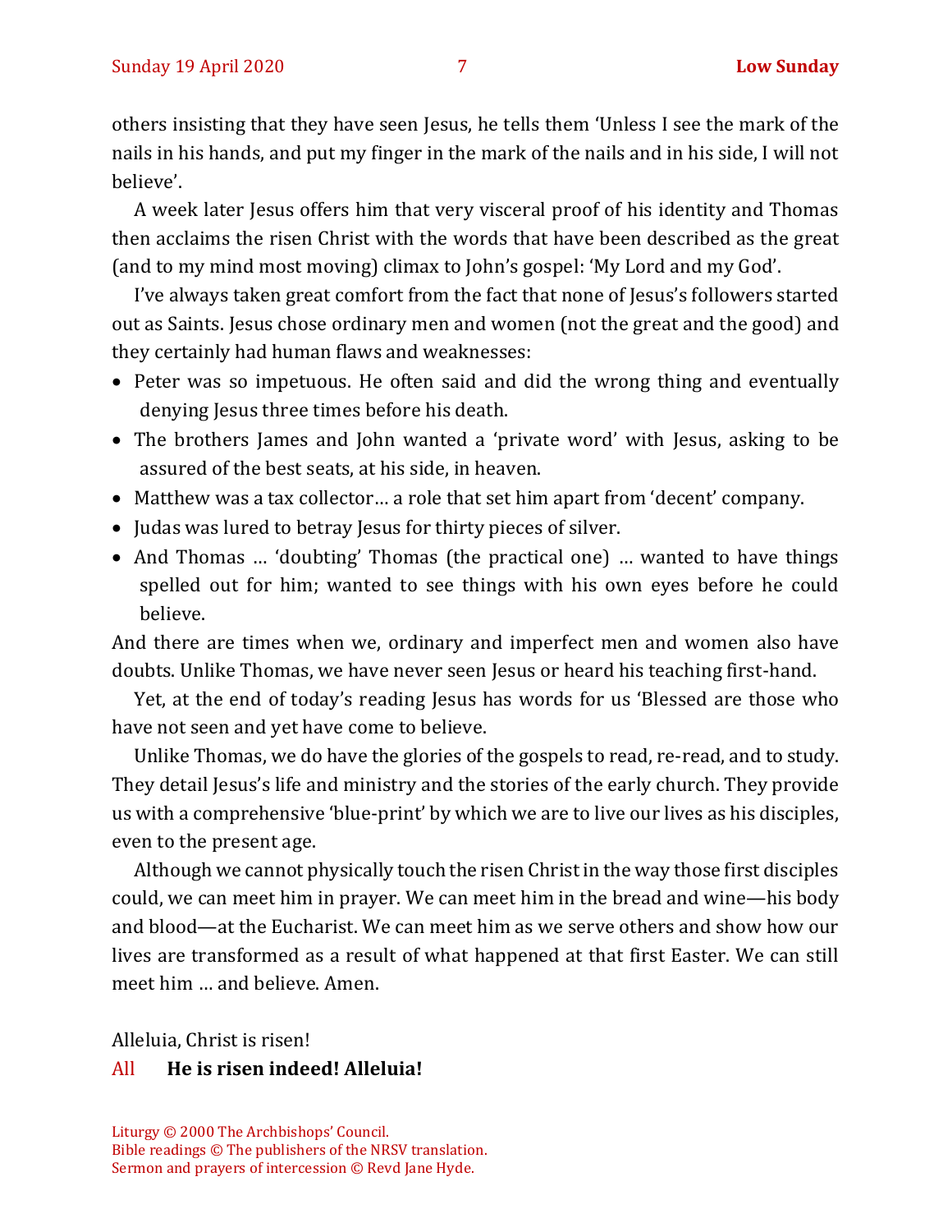others insisting that they have seen Jesus, he tells them 'Unless I see the mark of the nails in his hands, and put my finger in the mark of the nails and in his side, I will not believe'.

A week later Jesus offers him that very visceral proof of his identity and Thomas then acclaims the risen Christ with the words that have been described as the great (and to my mind most moving) climax to John's gospel: 'My Lord and my God'.

I've always taken great comfort from the fact that none of Jesus's followers started out as Saints. Jesus chose ordinary men and women (not the great and the good) and they certainly had human flaws and weaknesses:

- Peter was so impetuous. He often said and did the wrong thing and eventually denying Jesus three times before his death.
- The brothers James and John wanted a 'private word' with Jesus, asking to be assured of the best seats, at his side, in heaven.
- Matthew was a tax collector… a role that set him apart from 'decent' company.
- Judas was lured to betray Jesus for thirty pieces of silver.
- And Thomas … 'doubting' Thomas (the practical one) … wanted to have things spelled out for him; wanted to see things with his own eyes before he could believe.

And there are times when we, ordinary and imperfect men and women also have doubts. Unlike Thomas, we have never seen Jesus or heard his teaching first-hand.

Yet, at the end of today's reading Jesus has words for us 'Blessed are those who have not seen and yet have come to believe.

Unlike Thomas, we do have the glories of the gospels to read, re-read, and to study. They detail Jesus's life and ministry and the stories of the early church. They provide us with a comprehensive 'blue-print' by which we are to live our lives as his disciples, even to the present age.

Although we cannot physically touch the risen Christ in the way those first disciples could, we can meet him in prayer. We can meet him in the bread and wine—his body and blood—at the Eucharist. We can meet him as we serve others and show how our lives are transformed as a result of what happened at that first Easter. We can still meet him … and believe. Amen.

Alleluia, Christ is risen!

All **He is risen indeed! Alleluia!**

Liturgy © 2000 The Archbishops' Council.
Bible readings © The publishers of the NRSV translation.
Sermon and prayers of intercession © Revd Jane Hyde.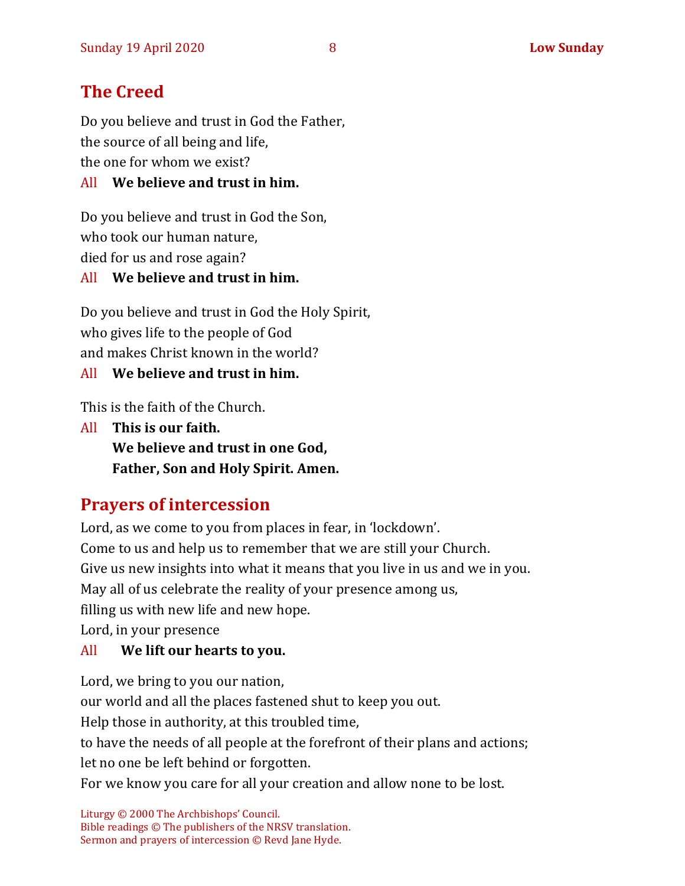## The Creed

Do you believe and trust in God the Father,
the source of all being and life,
the one for whom we exist?

All **We believe and trust in him.**

Do you believe and trust in God the Son,
who took our human nature,
died for us and rose again?

All **We believe and trust in him.**

Do you believe and trust in God the Holy Spirit,
who gives life to the people of God
and makes Christ known in the world?

All **We believe and trust in him.**

This is the faith of the Church.

All **This is our faith.**
**We believe and trust in one God,**
**Father, Son and Holy Spirit. Amen.**

## Prayers of intercession

Lord, as we come to you from places in fear, in 'lockdown'.
Come to us and help us to remember that we are still your Church.
Give us new insights into what it means that you live in us and we in you.
May all of us celebrate the reality of your presence among us,
filling us with new life and new hope.
Lord, in your presence

All **We lift our hearts to you.**

Lord, we bring to you our nation,
our world and all the places fastened shut to keep you out.
Help those in authority, at this troubled time,
to have the needs of all people at the forefront of their plans and actions;
let no one be left behind or forgotten.
For we know you care for all your creation and allow none to be lost.

Liturgy © 2000 The Archbishops' Council.
Bible readings © The publishers of the NRSV translation.
Sermon and prayers of intercession © Revd Jane Hyde.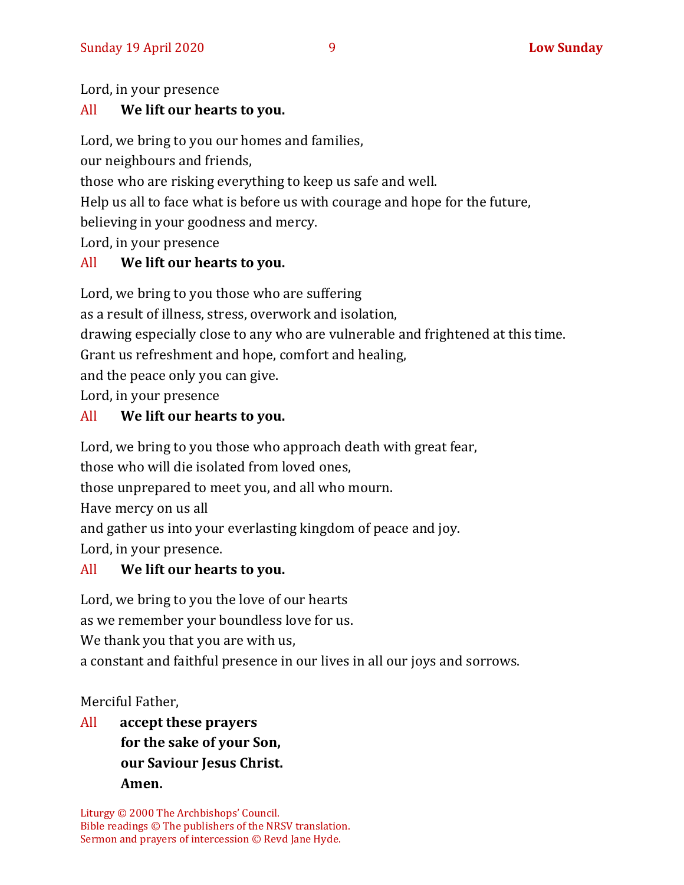Lord, in your presence

All **We lift our hearts to you.**

Lord, we bring to you our homes and families,
our neighbours and friends,
those who are risking everything to keep us safe and well.
Help us all to face what is before us with courage and hope for the future,
believing in your goodness and mercy.
Lord, in your presence

All **We lift our hearts to you.**

Lord, we bring to you those who are suffering
as a result of illness, stress, overwork and isolation,
drawing especially close to any who are vulnerable and frightened at this time.
Grant us refreshment and hope, comfort and healing,
and the peace only you can give.
Lord, in your presence

All **We lift our hearts to you.**

Lord, we bring to you those who approach death with great fear,
those who will die isolated from loved ones,
those unprepared to meet you, and all who mourn.
Have mercy on us all
and gather us into your everlasting kingdom of peace and joy.
Lord, in your presence.

All **We lift our hearts to you.**

Lord, we bring to you the love of our hearts
as we remember your boundless love for us.
We thank you that you are with us,
a constant and faithful presence in our lives in all our joys and sorrows.

Merciful Father,

All **accept these prayers**
**for the sake of your Son,**
**our Saviour Jesus Christ.**
**Amen.**

Liturgy © 2000 The Archbishops' Council.
Bible readings © The publishers of the NRSV translation.
Sermon and prayers of intercession © Revd Jane Hyde.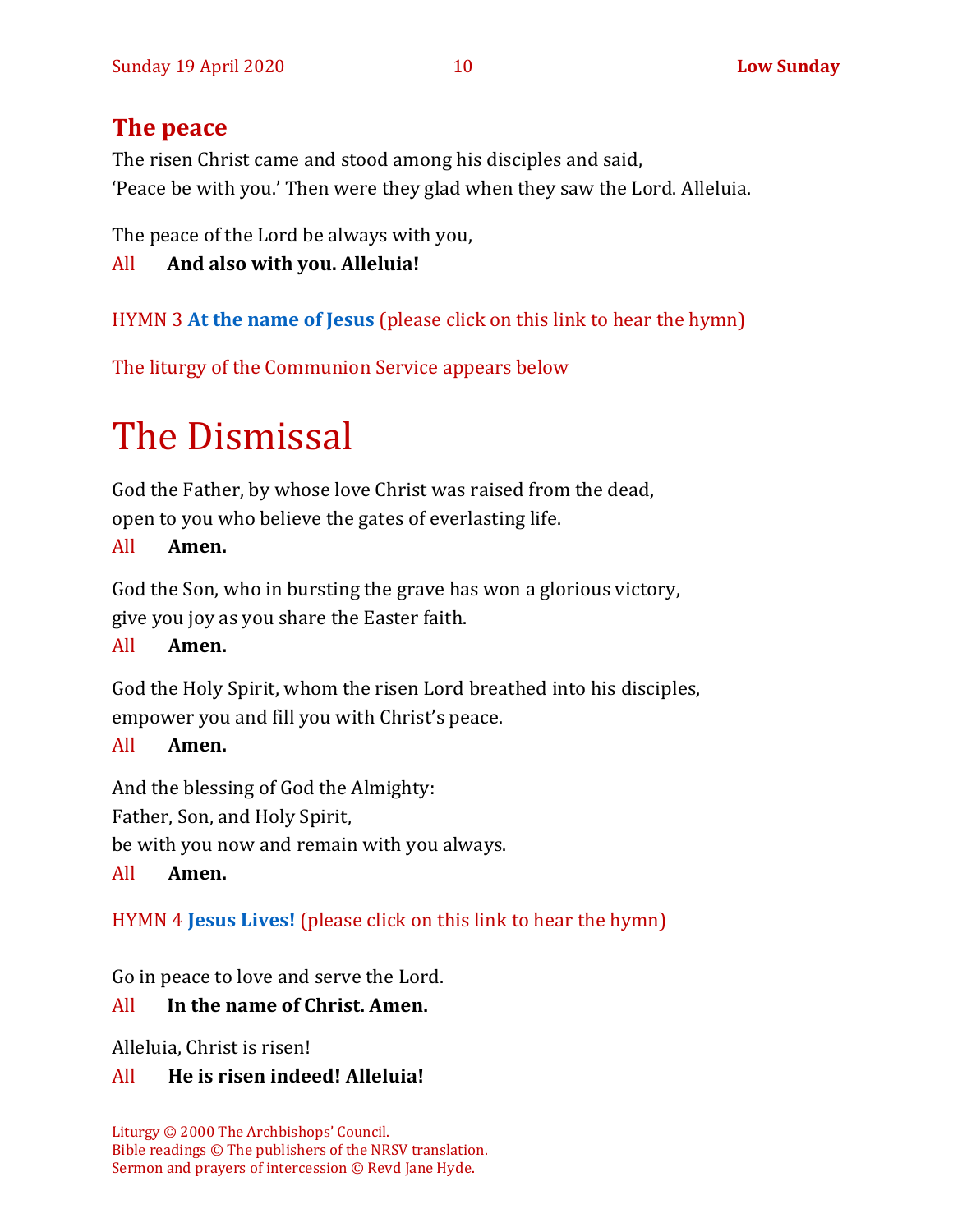## The peace

The risen Christ came and stood among his disciples and said,
'Peace be with you.' Then were they glad when they saw the Lord. Alleluia.

The peace of the Lord be always with you,

All **And also with you. Alleluia!**

HYMN 3 **At the name of Jesus** (please click on this link to hear the hymn)

The liturgy of the Communion Service appears below

# The Dismissal

God the Father, by whose love Christ was raised from the dead,
open to you who believe the gates of everlasting life.

All **Amen.**

God the Son, who in bursting the grave has won a glorious victory,
give you joy as you share the Easter faith.

All **Amen.**

God the Holy Spirit, whom the risen Lord breathed into his disciples,
empower you and fill you with Christ's peace.

All **Amen.**

And the blessing of God the Almighty:
Father, Son, and Holy Spirit,
be with you now and remain with you always.

All **Amen.**

HYMN 4 **Jesus Lives!** (please click on this link to hear the hymn)

Go in peace to love and serve the Lord.

All **In the name of Christ. Amen.**

Alleluia, Christ is risen!

All **He is risen indeed! Alleluia!**

Liturgy © 2000 The Archbishops' Council.
Bible readings © The publishers of the NRSV translation.
Sermon and prayers of intercession © Revd Jane Hyde.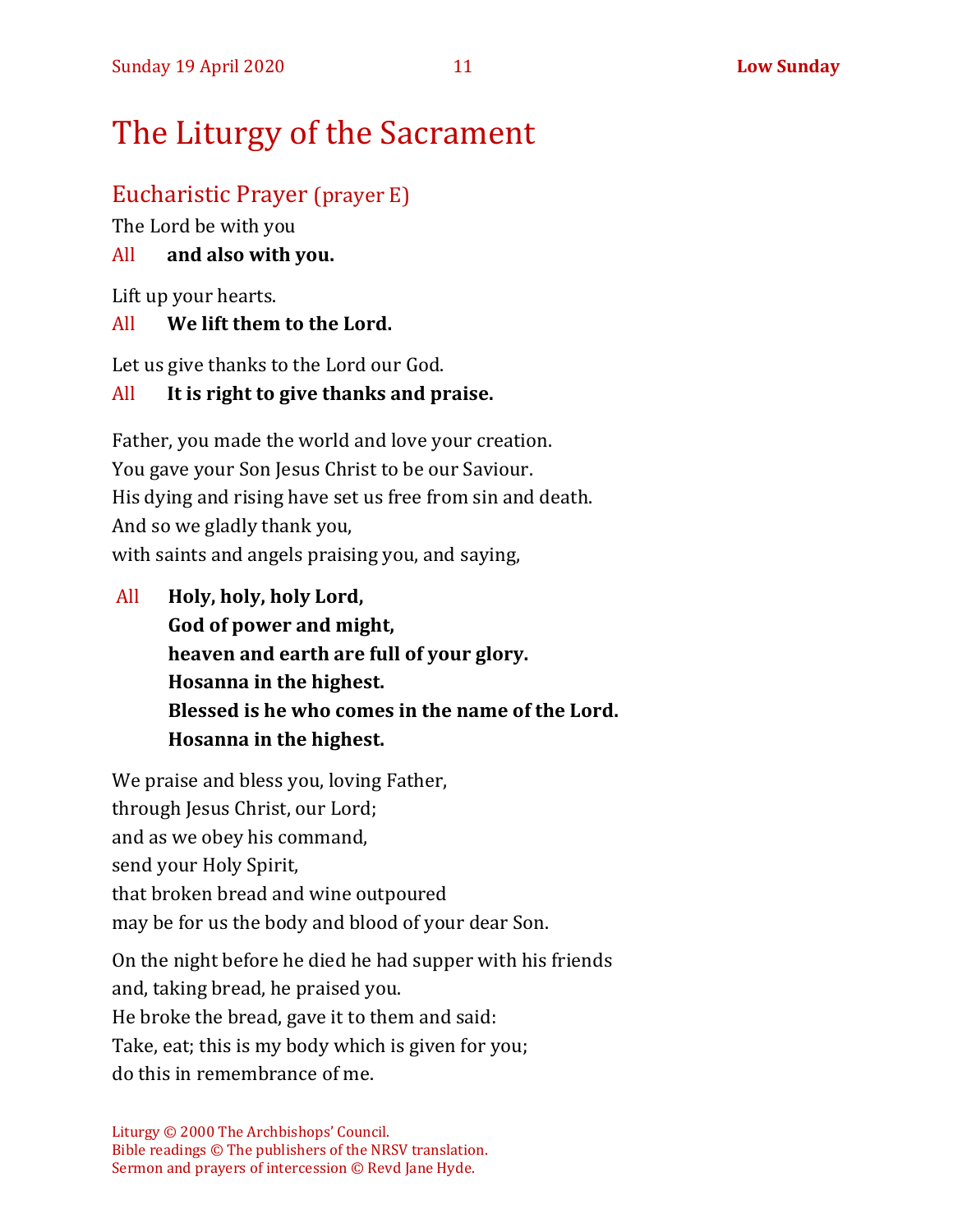# The Liturgy of the Sacrament

## Eucharistic Prayer (prayer E)

The Lord be with you

All **and also with you.**

Lift up your hearts.

All **We lift them to the Lord.**

Let us give thanks to the Lord our God.

All **It is right to give thanks and praise.**

Father, you made the world and love your creation.
You gave your Son Jesus Christ to be our Saviour.
His dying and rising have set us free from sin and death.
And so we gladly thank you,
with saints and angels praising you, and saying,

All **Holy, holy, holy Lord,**
**God of power and might,**
**heaven and earth are full of your glory.**
**Hosanna in the highest.**
**Blessed is he who comes in the name of the Lord.**
**Hosanna in the highest.**

We praise and bless you, loving Father,
through Jesus Christ, our Lord;
and as we obey his command,
send your Holy Spirit,
that broken bread and wine outpoured
may be for us the body and blood of your dear Son.

On the night before he died he had supper with his friends
and, taking bread, he praised you.
He broke the bread, gave it to them and said:
Take, eat; this is my body which is given for you;
do this in remembrance of me.

Liturgy © 2000 The Archbishops' Council.
Bible readings © The publishers of the NRSV translation.
Sermon and prayers of intercession © Revd Jane Hyde.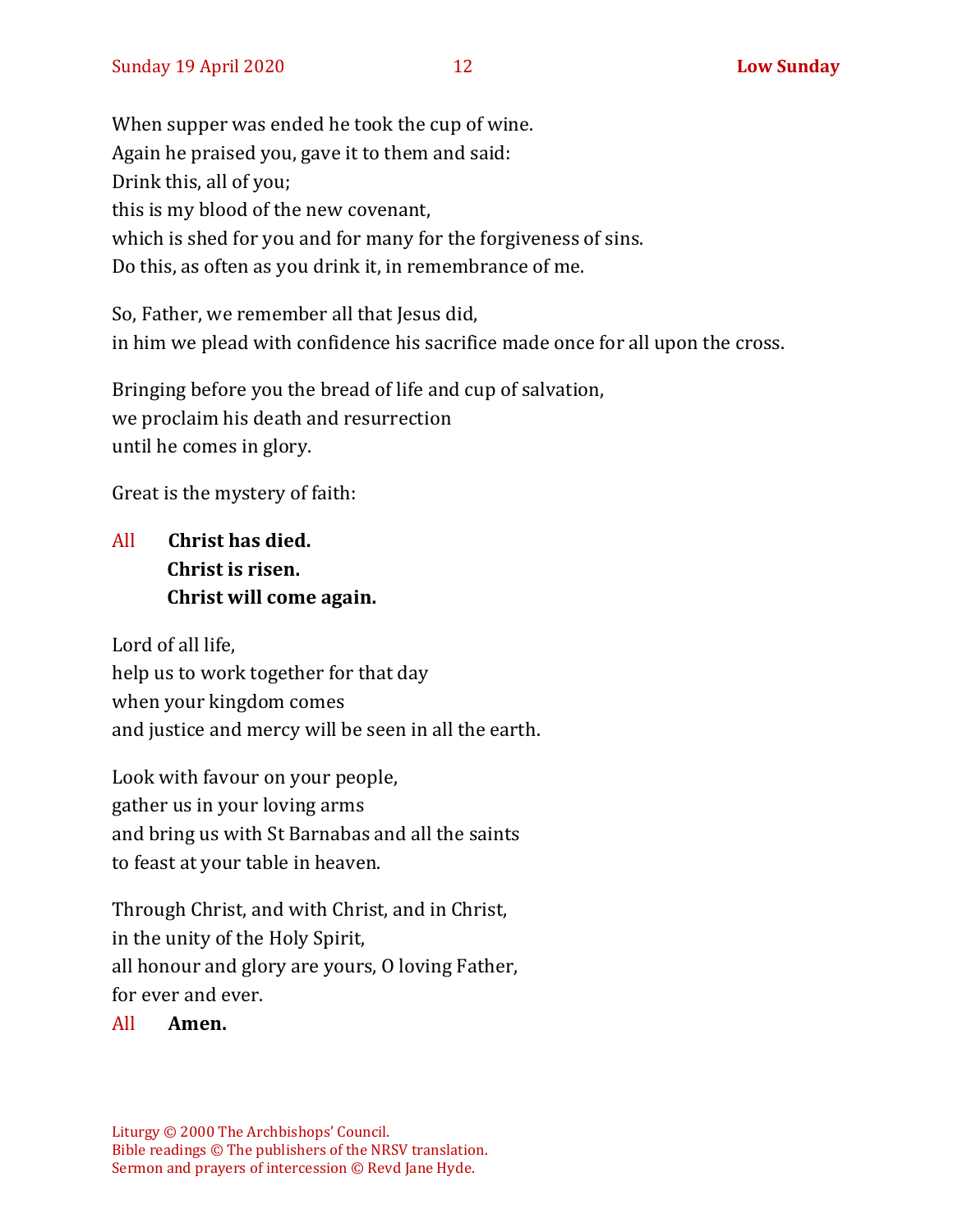When supper was ended he took the cup of wine.
Again he praised you, gave it to them and said:
Drink this, all of you;
this is my blood of the new covenant,
which is shed for you and for many for the forgiveness of sins.
Do this, as often as you drink it, in remembrance of me.

So, Father, we remember all that Jesus did,
in him we plead with confidence his sacrifice made once for all upon the cross.

Bringing before you the bread of life and cup of salvation,
we proclaim his death and resurrection
until he comes in glory.

Great is the mystery of faith:

All **Christ has died.**
**Christ is risen.**
**Christ will come again.**

Lord of all life,
help us to work together for that day
when your kingdom comes
and justice and mercy will be seen in all the earth.

Look with favour on your people,
gather us in your loving arms
and bring us with St Barnabas and all the saints
to feast at your table in heaven.

Through Christ, and with Christ, and in Christ,
in the unity of the Holy Spirit,
all honour and glory are yours, O loving Father,
for ever and ever.

All **Amen.**

Liturgy © 2000 The Archbishops' Council.
Bible readings © The publishers of the NRSV translation.
Sermon and prayers of intercession © Revd Jane Hyde.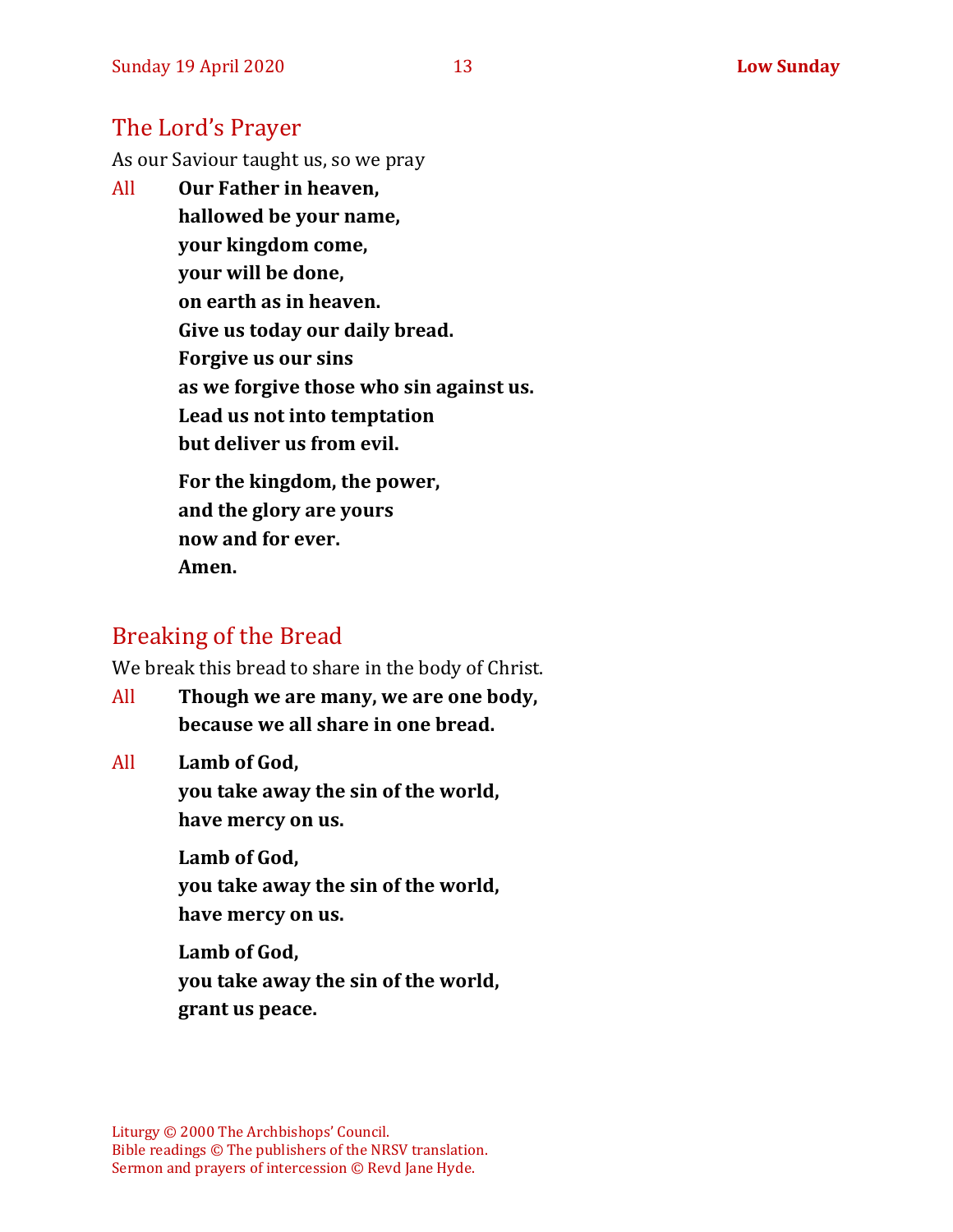## The Lord's Prayer

As our Saviour taught us, so we pray

All **Our Father in heaven,**
**hallowed be your name,**
**your kingdom come,**
**your will be done,**
**on earth as in heaven.**
**Give us today our daily bread.**
**Forgive us our sins**
**as we forgive those who sin against us.**
**Lead us not into temptation**
**but deliver us from evil.**

**For the kingdom, the power,**
**and the glory are yours**
**now and for ever.**
**Amen.**

## Breaking of the Bread

We break this bread to share in the body of Christ.

All **Though we are many, we are one body,**
**because we all share in one bread.**

All **Lamb of God,**
**you take away the sin of the world,**
**have mercy on us.**

**Lamb of God,**
**you take away the sin of the world,**
**have mercy on us.**

**Lamb of God,**
**you take away the sin of the world,**
**grant us peace.**

Liturgy © 2000 The Archbishops' Council.
Bible readings © The publishers of the NRSV translation.
Sermon and prayers of intercession © Revd Jane Hyde.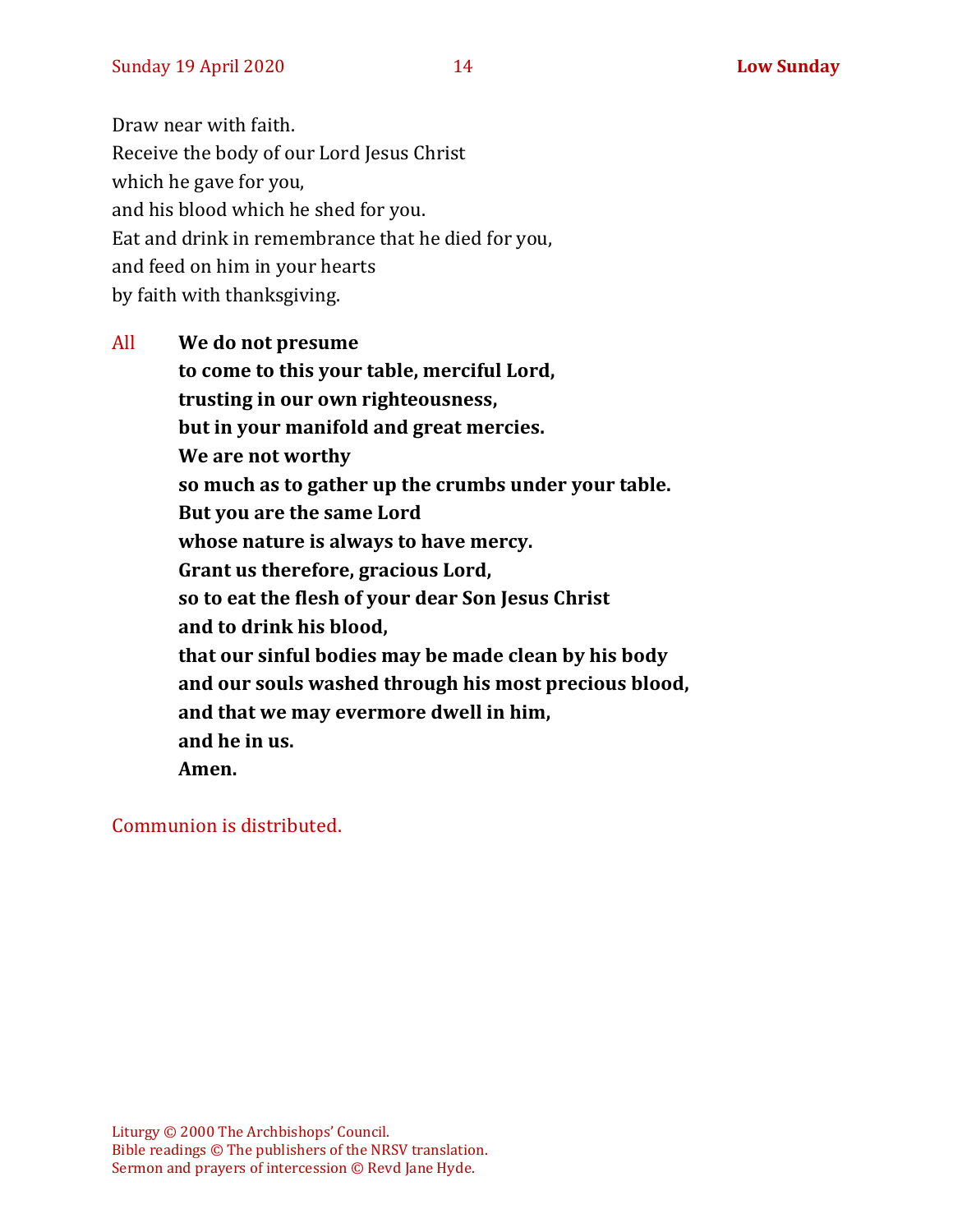Draw near with faith.
Receive the body of our Lord Jesus Christ
which he gave for you,
and his blood which he shed for you.
Eat and drink in remembrance that he died for you,
and feed on him in your hearts
by faith with thanksgiving.

All **We do not presume**
**to come to this your table, merciful Lord,**
**trusting in our own righteousness,**
**but in your manifold and great mercies.**
**We are not worthy**
**so much as to gather up the crumbs under your table.**
**But you are the same Lord**
**whose nature is always to have mercy.**
**Grant us therefore, gracious Lord,**
**so to eat the flesh of your dear Son Jesus Christ**
**and to drink his blood,**
**that our sinful bodies may be made clean by his body**
**and our souls washed through his most precious blood,**
**and that we may evermore dwell in him,**
**and he in us.**
**Amen.**

Communion is distributed.

Liturgy © 2000 The Archbishops' Council.
Bible readings © The publishers of the NRSV translation.
Sermon and prayers of intercession © Revd Jane Hyde.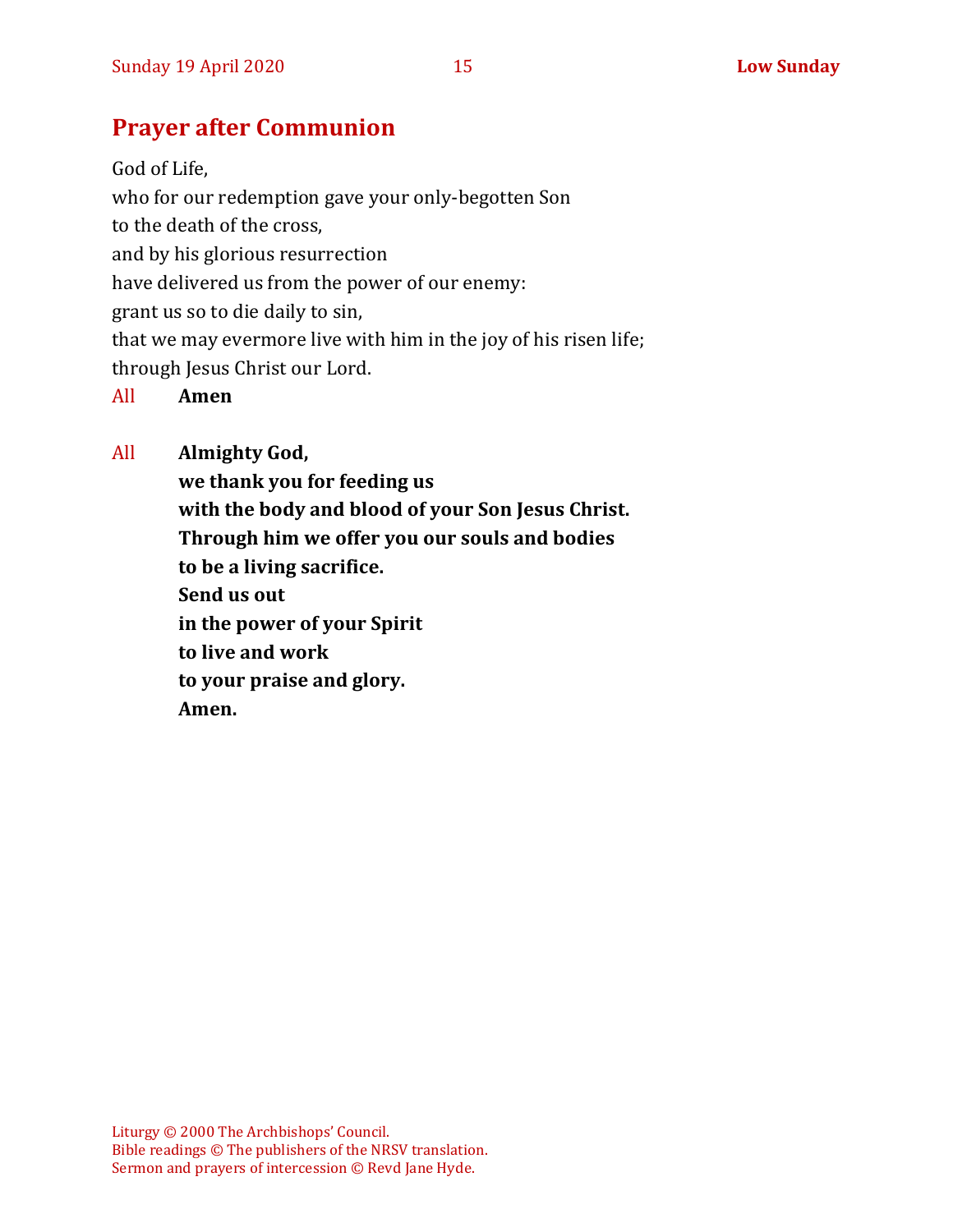## Prayer after Communion

God of Life,
who for our redemption gave your only-begotten Son
to the death of the cross,
and by his glorious resurrection
have delivered us from the power of our enemy:
grant us so to die daily to sin,
that we may evermore live with him in the joy of his risen life;
through Jesus Christ our Lord.

All **Amen**

All **Almighty God,**
**we thank you for feeding us**
**with the body and blood of your Son Jesus Christ.**
**Through him we offer you our souls and bodies**
**to be a living sacrifice.**
**Send us out**
**in the power of your Spirit**
**to live and work**
**to your praise and glory.**
**Amen.**

Liturgy © 2000 The Archbishops' Council.
Bible readings © The publishers of the NRSV translation.
Sermon and prayers of intercession © Revd Jane Hyde.